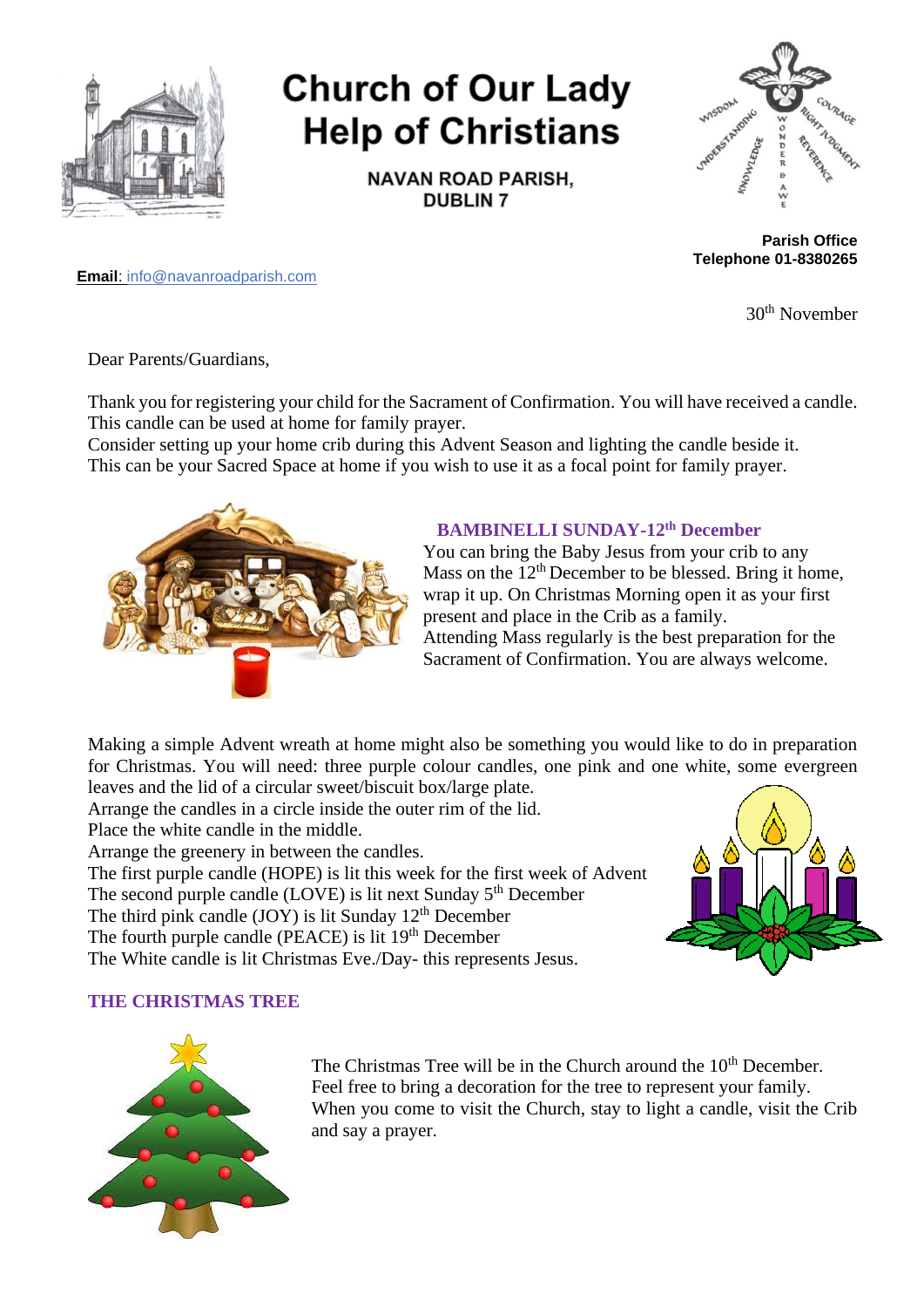# Church of Our Lady Help of Christians

**NAVAN ROAD PARISH, DUBLIN 7**

**Parish Office**
**Telephone 01-8380265**

**Email**: info@navanroadparish.com

30th November

Dear Parents/Guardians,

Thank you for registering your child for the Sacrament of Confirmation. You will have received a candle. This candle can be used at home for family prayer.
Consider setting up your home crib during this Advent Season and lighting the candle beside it.
This can be your Sacred Space at home if you wish to use it as a focal point for family prayer.

## BAMBINELLI SUNDAY-12th December

You can bring the Baby Jesus from your crib to any Mass on the 12th December to be blessed. Bring it home, wrap it up. On Christmas Morning open it as your first present and place in the Crib as a family.
Attending Mass regularly is the best preparation for the Sacrament of Confirmation. You are always welcome.

Making a simple Advent wreath at home might also be something you would like to do in preparation for Christmas. You will need: three purple colour candles, one pink and one white, some evergreen leaves and the lid of a circular sweet/biscuit box/large plate.
Arrange the candles in a circle inside the outer rim of the lid.
Place the white candle in the middle.
Arrange the greenery in between the candles.
The first purple candle (HOPE) is lit this week for the first week of Advent
The second purple candle (LOVE) is lit next Sunday 5th December
The third pink candle (JOY) is lit Sunday 12th December
The fourth purple candle (PEACE) is lit 19th December
The White candle is lit Christmas Eve./Day- this represents Jesus.

## THE CHRISTMAS TREE

The Christmas Tree will be in the Church around the 10th December.
Feel free to bring a decoration for the tree to represent your family.
When you come to visit the Church, stay to light a candle, visit the Crib and say a prayer.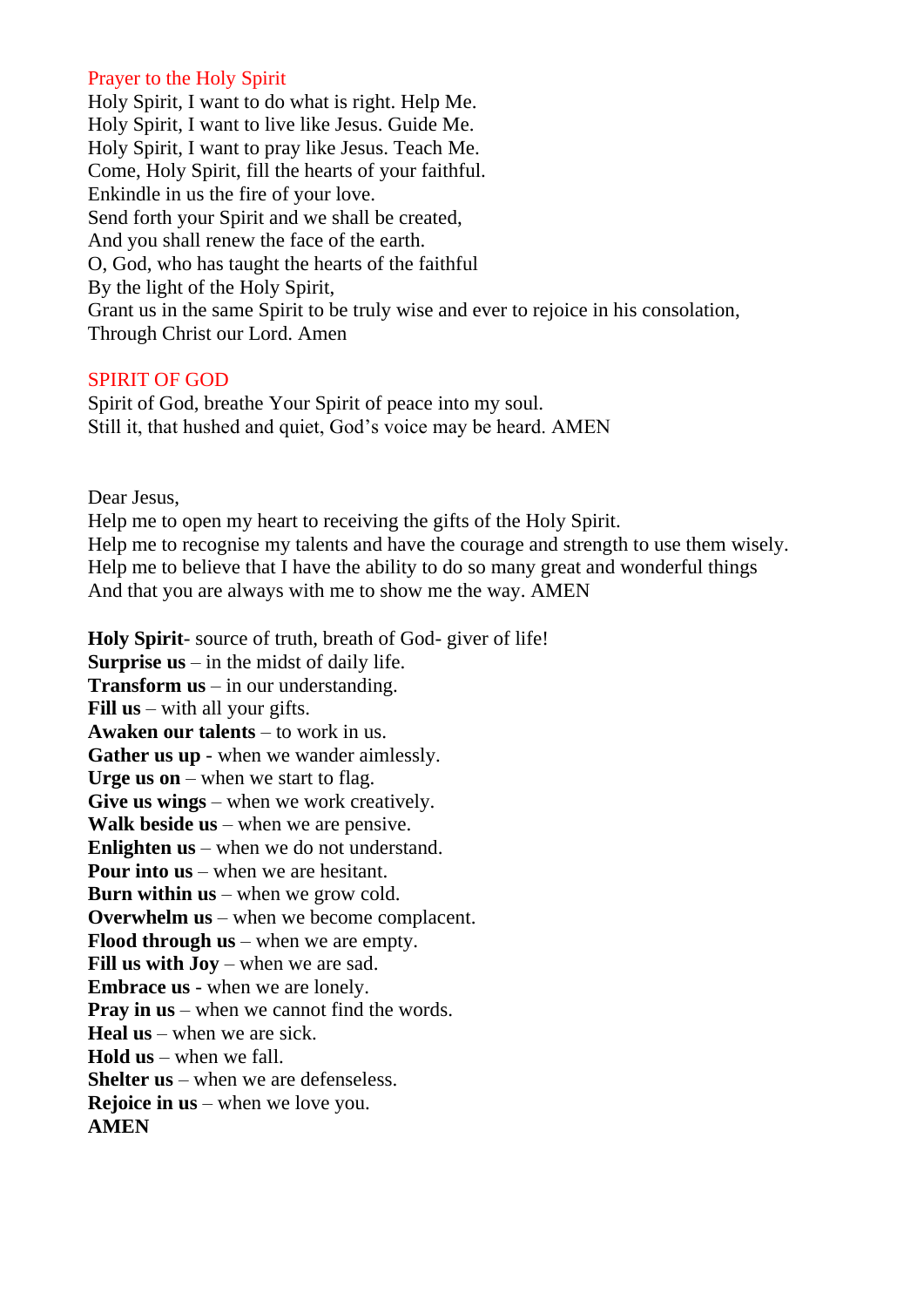## Prayer to the Holy Spirit

Holy Spirit, I want to do what is right. Help Me.
Holy Spirit, I want to live like Jesus. Guide Me.
Holy Spirit, I want to pray like Jesus. Teach Me.
Come, Holy Spirit, fill the hearts of your faithful.
Enkindle in us the fire of your love.
Send forth your Spirit and we shall be created,
And you shall renew the face of the earth.
O, God, who has taught the hearts of the faithful
By the light of the Holy Spirit,
Grant us in the same Spirit to be truly wise and ever to rejoice in his consolation,
Through Christ our Lord. Amen

## SPIRIT OF GOD

Spirit of God, breathe Your Spirit of peace into my soul.
Still it, that hushed and quiet, God's voice may be heard. AMEN

Dear Jesus,
Help me to open my heart to receiving the gifts of the Holy Spirit.
Help me to recognise my talents and have the courage and strength to use them wisely.
Help me to believe that I have the ability to do so many great and wonderful things
And that you are always with me to show me the way. AMEN

**Holy Spirit**- source of truth, breath of God- giver of life!
**Surprise us** – in the midst of daily life.
**Transform us** – in our understanding.
**Fill us** – with all your gifts.
**Awaken our talents** – to work in us.
**Gather us up** - when we wander aimlessly.
**Urge us on** – when we start to flag.
**Give us wings** – when we work creatively.
**Walk beside us** – when we are pensive.
**Enlighten us** – when we do not understand.
**Pour into us** – when we are hesitant.
**Burn within us** – when we grow cold.
**Overwhelm us** – when we become complacent.
**Flood through us** – when we are empty.
**Fill us with Joy** – when we are sad.
**Embrace us** - when we are lonely.
**Pray in us** – when we cannot find the words.
**Heal us** – when we are sick.
**Hold us** – when we fall.
**Shelter us** – when we are defenseless.
**Rejoice in us** – when we love you.
**AMEN**